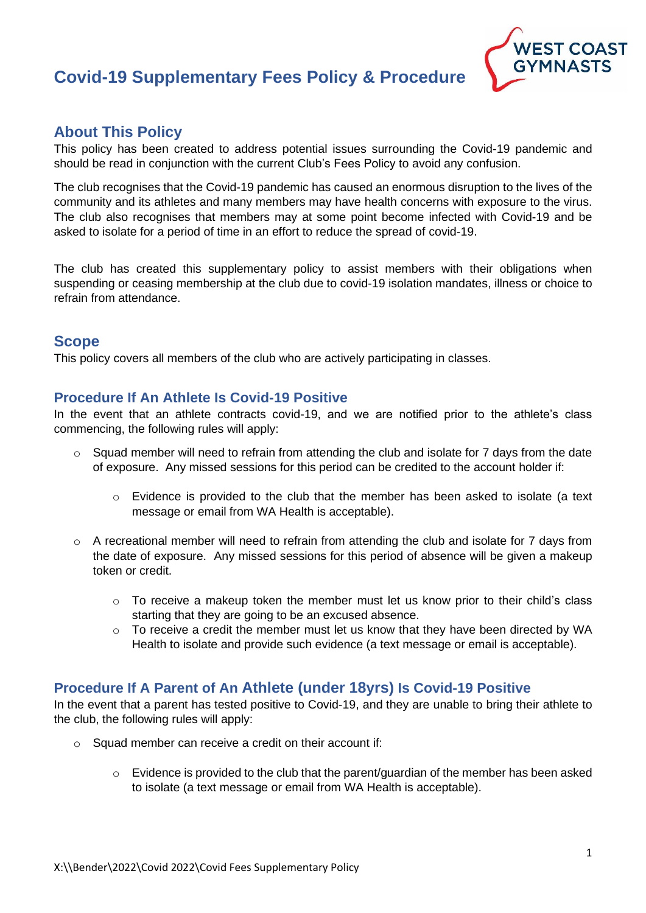# Covid-19 Supplementary Fees Policy & Procedure

WEST COAST GYMNASTS

## About This Policy

This policy has been created to address potential issues surrounding the Covid-19 pandemic and should be read in conjunction with the current Club's Fees Policy to avoid any confusion.

The club recognises that the Covid-19 pandemic has caused an enormous disruption to the lives of the community and its athletes and many members may have health concerns with exposure to the virus. The club also recognises that members may at some point become infected with Covid-19 and be asked to isolate for a period of time in an effort to reduce the spread of covid-19.

The club has created this supplementary policy to assist members with their obligations when suspending or ceasing membership at the club due to covid-19 isolation mandates, illness or choice to refrain from attendance.

## Scope

This policy covers all members of the club who are actively participating in classes.

### Procedure If An Athlete Is Covid-19 Positive

In the event that an athlete contracts covid-19, and we are notified prior to the athlete's class commencing, the following rules will apply:

- Squad member will need to refrain from attending the club and isolate for 7 days from the date of exposure. Any missed sessions for this period can be credited to the account holder if:
  - Evidence is provided to the club that the member has been asked to isolate (a text message or email from WA Health is acceptable).
- A recreational member will need to refrain from attending the club and isolate for 7 days from the date of exposure. Any missed sessions for this period of absence will be given a makeup token or credit.
  - To receive a makeup token the member must let us know prior to their child's class starting that they are going to be an excused absence.
  - To receive a credit the member must let us know that they have been directed by WA Health to isolate and provide such evidence (a text message or email is acceptable).

### Procedure If A Parent of An Athlete (under 18yrs) Is Covid-19 Positive

In the event that a parent has tested positive to Covid-19, and they are unable to bring their athlete to the club, the following rules will apply:

- Squad member can receive a credit on their account if:
  - Evidence is provided to the club that the parent/guardian of the member has been asked to isolate (a text message or email from WA Health is acceptable).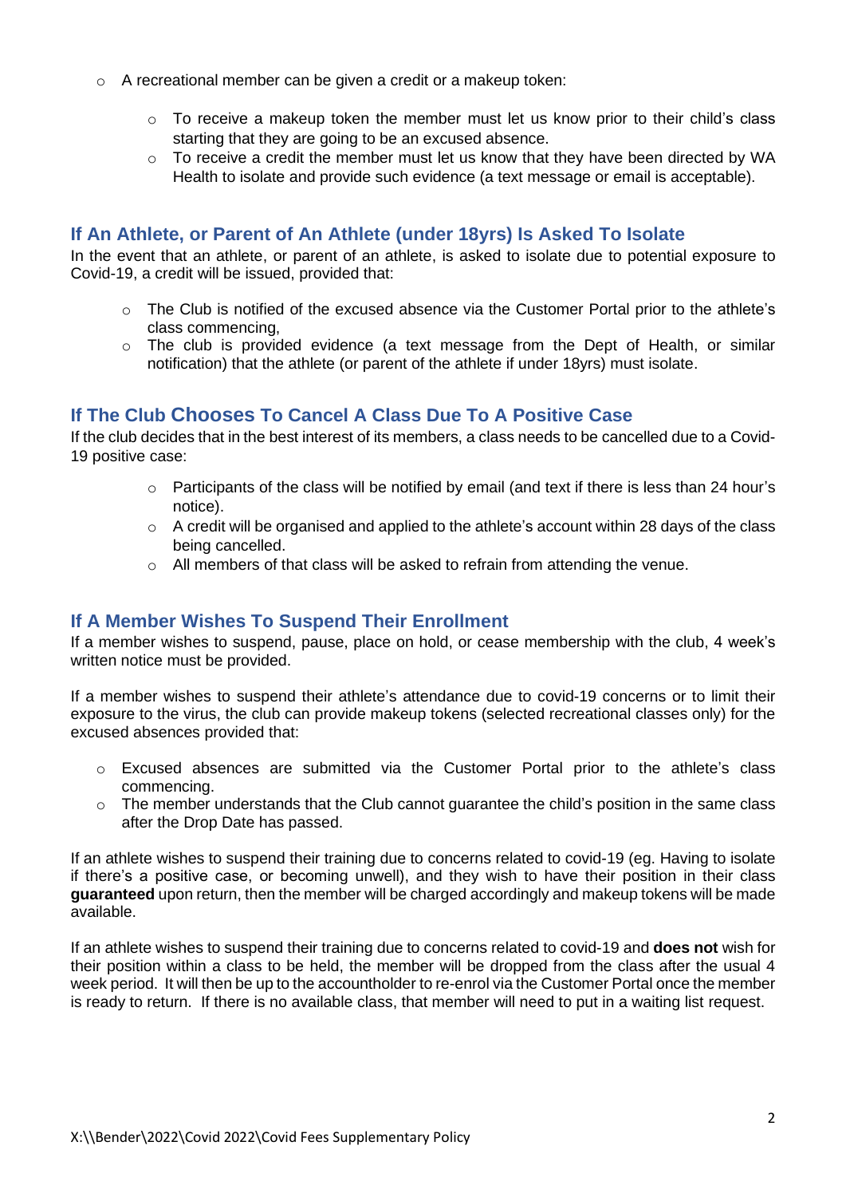- A recreational member can be given a credit or a makeup token:
  - To receive a makeup token the member must let us know prior to their child's class starting that they are going to be an excused absence.
  - To receive a credit the member must let us know that they have been directed by WA Health to isolate and provide such evidence (a text message or email is acceptable).

## If An Athlete, or Parent of An Athlete (under 18yrs) Is Asked To Isolate

In the event that an athlete, or parent of an athlete, is asked to isolate due to potential exposure to Covid-19, a credit will be issued, provided that:

- The Club is notified of the excused absence via the Customer Portal prior to the athlete's class commencing,
- The club is provided evidence (a text message from the Dept of Health, or similar notification) that the athlete (or parent of the athlete if under 18yrs) must isolate.

## If The Club Chooses To Cancel A Class Due To A Positive Case

If the club decides that in the best interest of its members, a class needs to be cancelled due to a Covid-19 positive case:

- Participants of the class will be notified by email (and text if there is less than 24 hour's notice).
- A credit will be organised and applied to the athlete's account within 28 days of the class being cancelled.
- All members of that class will be asked to refrain from attending the venue.

## If A Member Wishes To Suspend Their Enrollment

If a member wishes to suspend, pause, place on hold, or cease membership with the club, 4 week's written notice must be provided.

If a member wishes to suspend their athlete's attendance due to covid-19 concerns or to limit their exposure to the virus, the club can provide makeup tokens (selected recreational classes only) for the excused absences provided that:

- Excused absences are submitted via the Customer Portal prior to the athlete's class commencing.
- The member understands that the Club cannot guarantee the child's position in the same class after the Drop Date has passed.

If an athlete wishes to suspend their training due to concerns related to covid-19 (eg. Having to isolate if there's a positive case, or becoming unwell), and they wish to have their position in their class **guaranteed** upon return, then the member will be charged accordingly and makeup tokens will be made available.

If an athlete wishes to suspend their training due to concerns related to covid-19 and **does not** wish for their position within a class to be held, the member will be dropped from the class after the usual 4 week period. It will then be up to the accountholder to re-enrol via the Customer Portal once the member is ready to return. If there is no available class, that member will need to put in a waiting list request.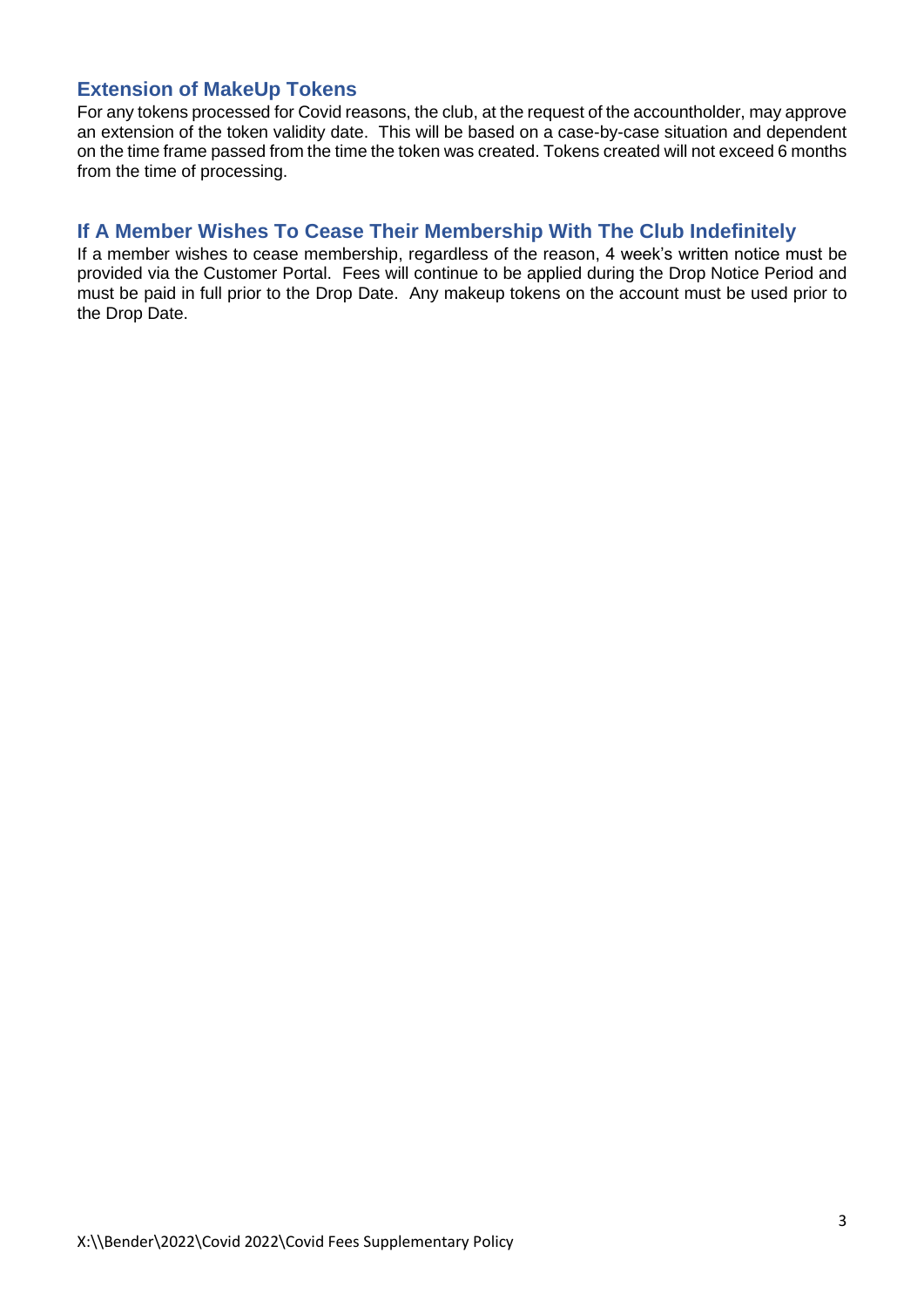## Extension of MakeUp Tokens

For any tokens processed for Covid reasons, the club, at the request of the accountholder, may approve an extension of the token validity date. This will be based on a case-by-case situation and dependent on the time frame passed from the time the token was created. Tokens created will not exceed 6 months from the time of processing.

## If A Member Wishes To Cease Their Membership With The Club Indefinitely

If a member wishes to cease membership, regardless of the reason, 4 week's written notice must be provided via the Customer Portal. Fees will continue to be applied during the Drop Notice Period and must be paid in full prior to the Drop Date. Any makeup tokens on the account must be used prior to the Drop Date.